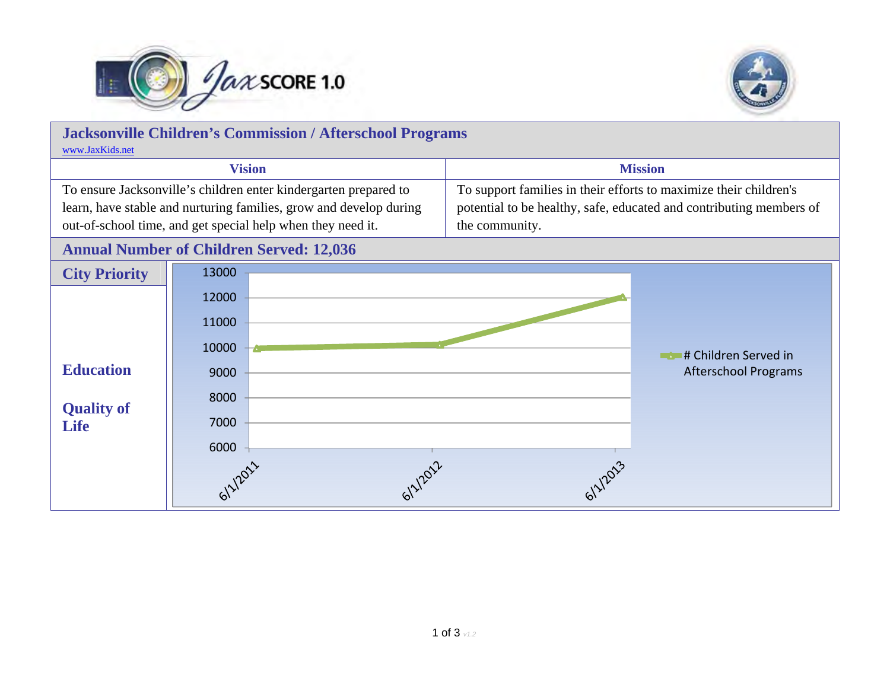JaxSCORE 1.0

## Jacksonville Children's Commission / Afterschool Programs

www.JaxKids.net

| Vision | Mission |
| --- | --- |
| To ensure Jacksonville's children enter kindergarten prepared to learn, have stable and nurturing families, grow and develop during out-of-school time, and get special help when they need it. | To support families in their efforts to maximize their children's potential to be healthy, safe, educated and contributing members of the community. |

### Annual Number of Children Served: 12,036

### City Priority

**Education**

**Quality of Life**

| Date | # Children Served in Afterschool Programs |
| --- | --- |
| 6/1/2011 | ~10000 |
| 6/1/2012 | ~10150 |
| 6/1/2013 | ~12036 |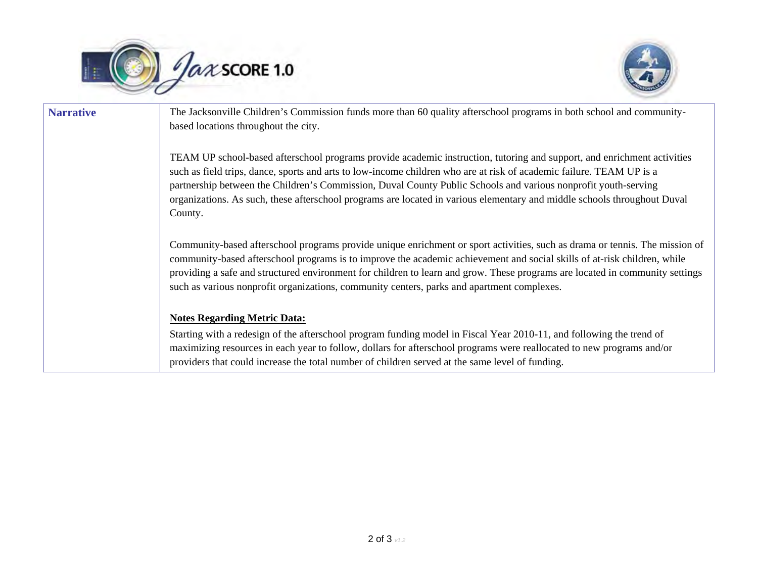| Narrative | The Jacksonville Children's Commission funds more than 60 quality afterschool programs in both school and community-based locations throughout the city.<br><br>TEAM UP school-based afterschool programs provide academic instruction, tutoring and support, and enrichment activities such as field trips, dance, sports and arts to low-income children who are at risk of academic failure. TEAM UP is a partnership between the Children's Commission, Duval County Public Schools and various nonprofit youth-serving organizations. As such, these afterschool programs are located in various elementary and middle schools throughout Duval County.<br><br>Community-based afterschool programs provide unique enrichment or sport activities, such as drama or tennis. The mission of community-based afterschool programs is to improve the academic achievement and social skills of at-risk children, while providing a safe and structured environment for children to learn and grow. These programs are located in community settings such as various nonprofit organizations, community centers, parks and apartment complexes.<br><br>**Notes Regarding Metric Data:**<br>Starting with a redesign of the afterschool program funding model in Fiscal Year 2010-11, and following the trend of maximizing resources in each year to follow, dollars for afterschool programs were reallocated to new programs and/or providers that could increase the total number of children served at the same level of funding. |
|---|---|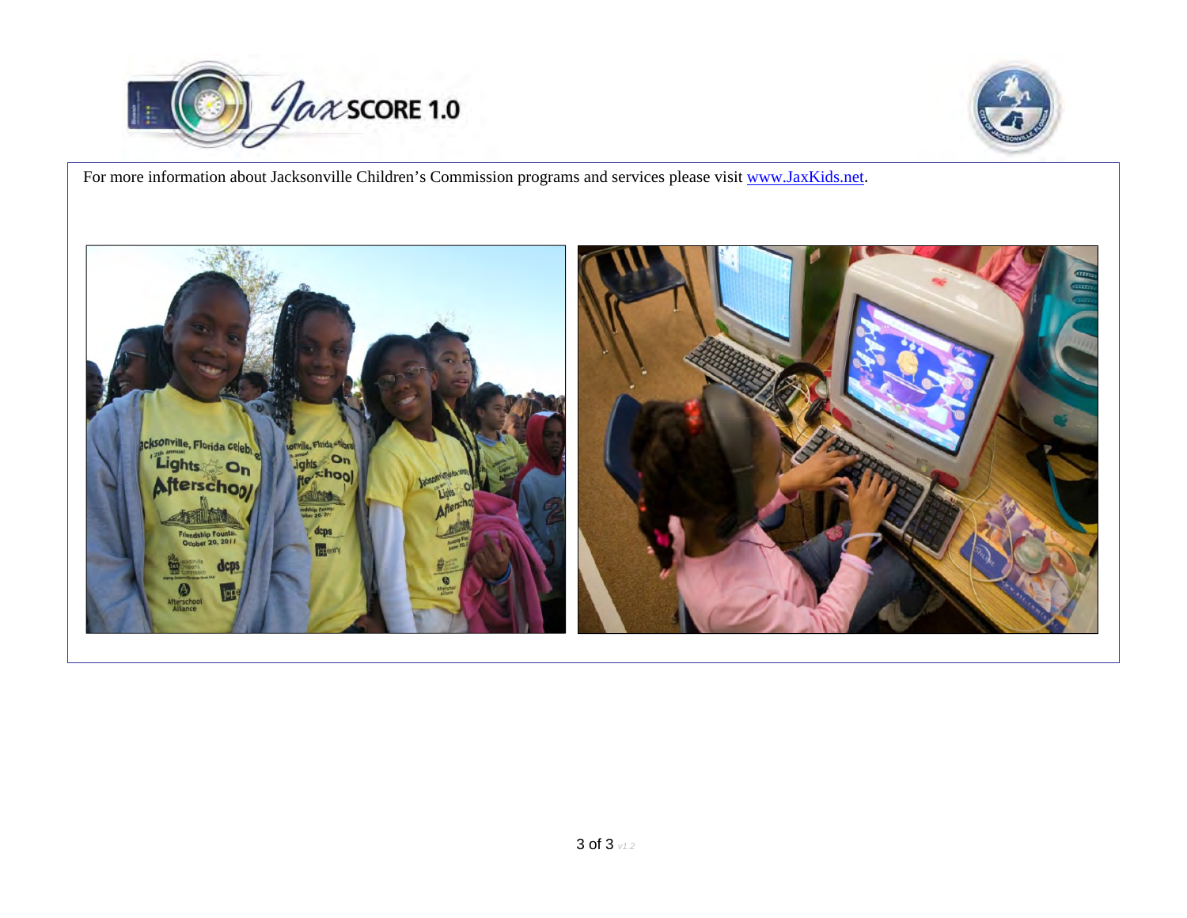For more information about Jacksonville Children's Commission programs and services please visit [www.JaxKids.net](http://www.JaxKids.net).